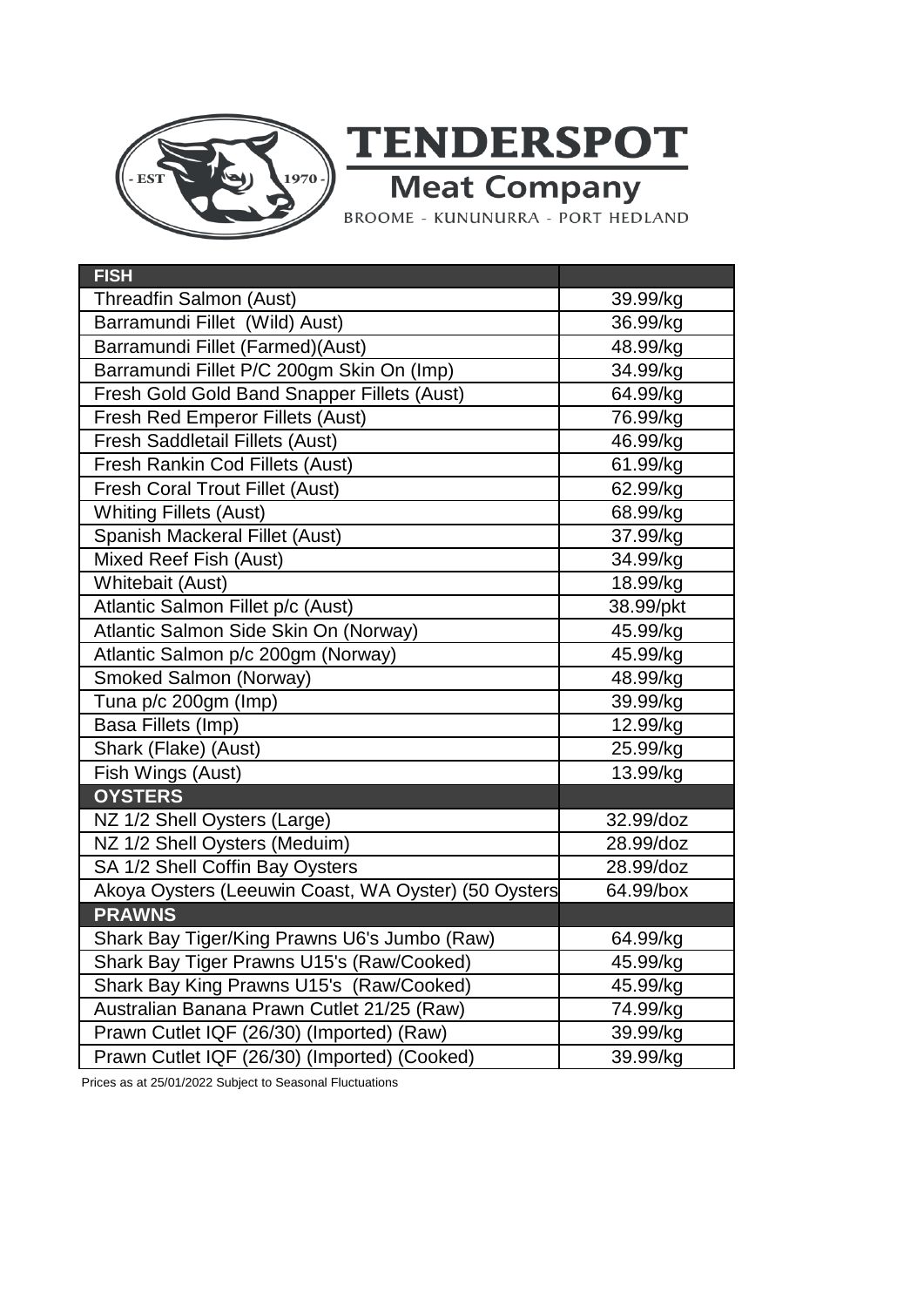# TENDERSPOT

## Meat Company

BROOME - KUNUNURRA - PORT HEDLAND

| **FISH** | |
|---|---|
| Threadfin Salmon (Aust) | 39.99/kg |
| Barramundi Fillet (Wild) Aust) | 36.99/kg |
| Barramundi Fillet (Farmed)(Aust) | 48.99/kg |
| Barramundi Fillet P/C 200gm Skin On (Imp) | 34.99/kg |
| Fresh Gold Gold Band Snapper Fillets (Aust) | 64.99/kg |
| Fresh Red Emperor Fillets (Aust) | 76.99/kg |
| Fresh Saddletail Fillets (Aust) | 46.99/kg |
| Fresh Rankin Cod Fillets (Aust) | 61.99/kg |
| Fresh Coral Trout Fillet (Aust) | 62.99/kg |
| Whiting Fillets (Aust) | 68.99/kg |
| Spanish Mackeral Fillet (Aust) | 37.99/kg |
| Mixed Reef Fish (Aust) | 34.99/kg |
| Whitebait (Aust) | 18.99/kg |
| Atlantic Salmon Fillet p/c (Aust) | 38.99/pkt |
| Atlantic Salmon Side Skin On (Norway) | 45.99/kg |
| Atlantic Salmon p/c 200gm (Norway) | 45.99/kg |
| Smoked Salmon (Norway) | 48.99/kg |
| Tuna p/c 200gm (Imp) | 39.99/kg |
| Basa Fillets (Imp) | 12.99/kg |
| Shark (Flake) (Aust) | 25.99/kg |
| Fish Wings (Aust) | 13.99/kg |
| **OYSTERS** | |
| NZ 1/2 Shell Oysters (Large) | 32.99/doz |
| NZ 1/2 Shell Oysters (Meduim) | 28.99/doz |
| SA 1/2 Shell Coffin Bay Oysters | 28.99/doz |
| Akoya Oysters (Leeuwin Coast, WA Oyster) (50 Oysters | 64.99/box |
| **PRAWNS** | |
| Shark Bay Tiger/King Prawns U6's Jumbo (Raw) | 64.99/kg |
| Shark Bay Tiger Prawns U15's (Raw/Cooked) | 45.99/kg |
| Shark Bay King Prawns U15's (Raw/Cooked) | 45.99/kg |
| Australian Banana Prawn Cutlet 21/25 (Raw) | 74.99/kg |
| Prawn Cutlet IQF (26/30) (Imported) (Raw) | 39.99/kg |
| Prawn Cutlet IQF (26/30) (Imported) (Cooked) | 39.99/kg |

Prices as at 25/01/2022 Subject to Seasonal Fluctuations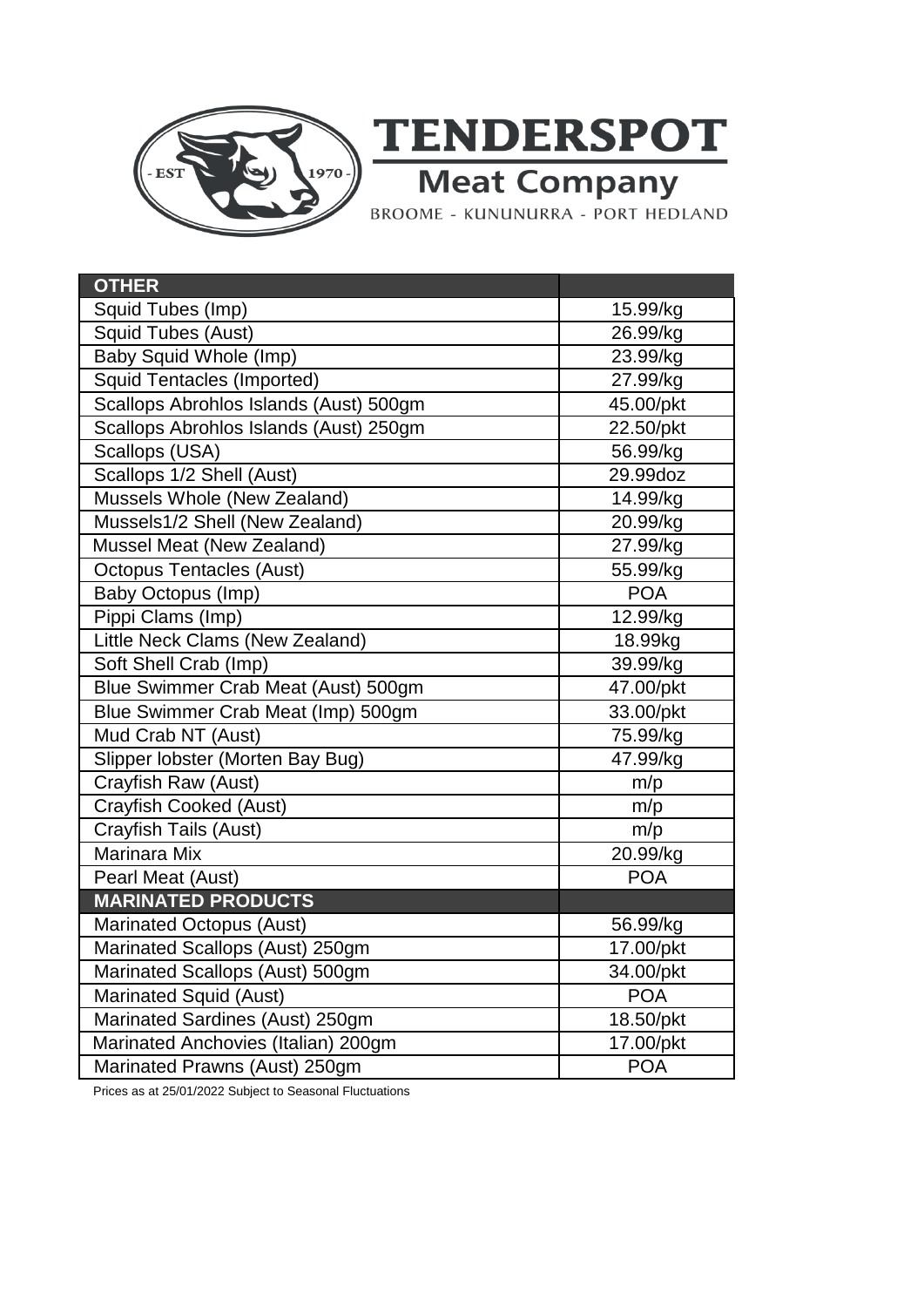# TENDERSPOT

## Meat Company

BROOME - KUNUNURRA - PORT HEDLAND

| OTHER | |
|---|---|
| Squid Tubes (Imp) | 15.99/kg |
| Squid Tubes (Aust) | 26.99/kg |
| Baby Squid Whole (Imp) | 23.99/kg |
| Squid Tentacles (Imported) | 27.99/kg |
| Scallops Abrohlos Islands (Aust) 500gm | 45.00/pkt |
| Scallops Abrohlos Islands (Aust) 250gm | 22.50/pkt |
| Scallops (USA) | 56.99/kg |
| Scallops 1/2 Shell (Aust) | 29.99doz |
| Mussels Whole (New Zealand) | 14.99/kg |
| Mussels1/2 Shell (New Zealand) | 20.99/kg |
| Mussel Meat (New Zealand) | 27.99/kg |
| Octopus Tentacles (Aust) | 55.99/kg |
| Baby Octopus (Imp) | POA |
| Pippi Clams (Imp) | 12.99/kg |
| Little Neck Clams (New Zealand) | 18.99kg |
| Soft Shell Crab (Imp) | 39.99/kg |
| Blue Swimmer Crab Meat (Aust) 500gm | 47.00/pkt |
| Blue Swimmer Crab Meat (Imp) 500gm | 33.00/pkt |
| Mud Crab NT (Aust) | 75.99/kg |
| Slipper lobster (Morten Bay Bug) | 47.99/kg |
| Crayfish Raw (Aust) | m/p |
| Crayfish Cooked (Aust) | m/p |
| Crayfish Tails (Aust) | m/p |
| Marinara Mix | 20.99/kg |
| Pearl Meat (Aust) | POA |
| **MARINATED PRODUCTS** | |
| Marinated Octopus (Aust) | 56.99/kg |
| Marinated Scallops (Aust) 250gm | 17.00/pkt |
| Marinated Scallops (Aust) 500gm | 34.00/pkt |
| Marinated Squid (Aust) | POA |
| Marinated Sardines (Aust) 250gm | 18.50/pkt |
| Marinated Anchovies (Italian) 200gm | 17.00/pkt |
| Marinated Prawns (Aust) 250gm | POA |

Prices as at 25/01/2022 Subject to Seasonal Fluctuations